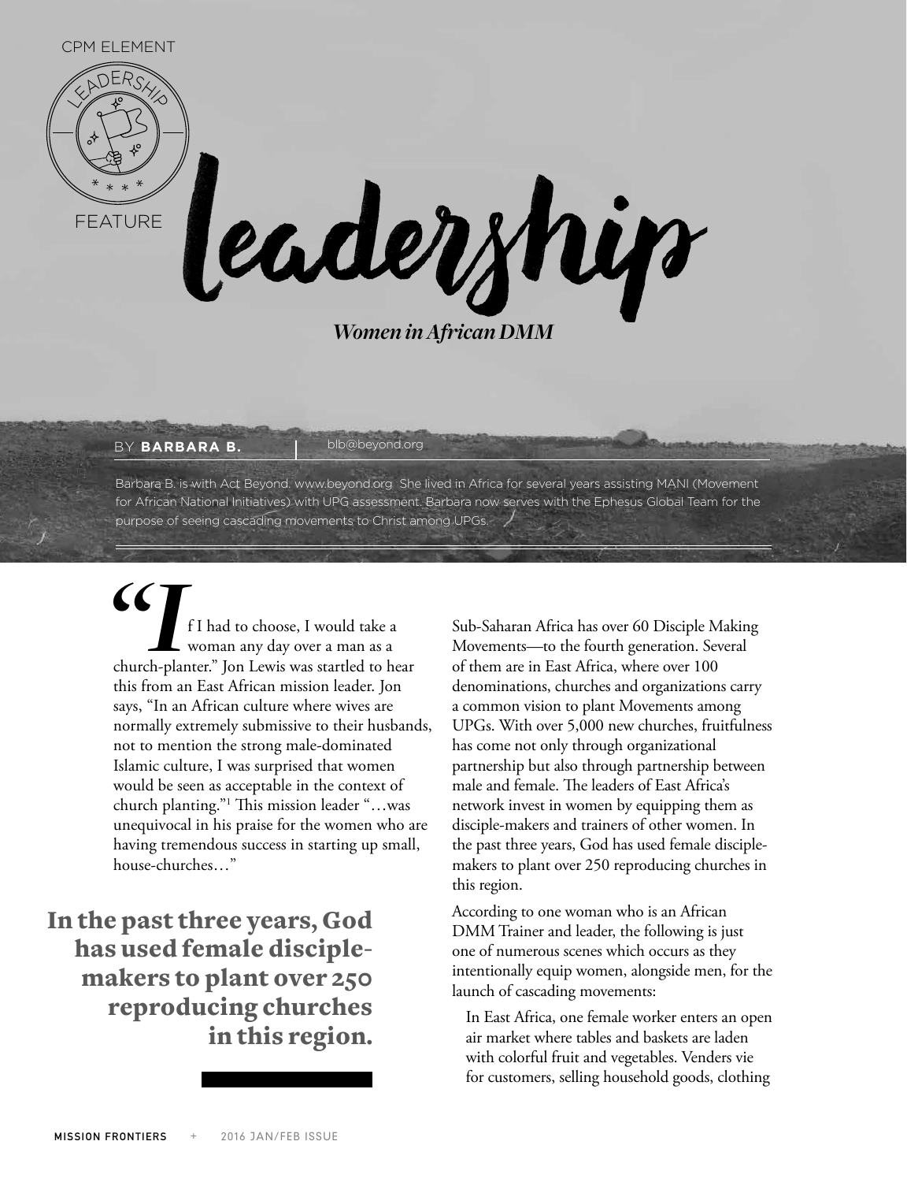CPM ELEMENT

LEADERSHIP

FEATURE

# leadership

## *Women in African DMM*

BY **BARBARA B.** | blb@beyond.org

Barbara B. is with Act Beyond. www.beyond.org She lived in Africa for several years assisting MANI (Movement for African National Initiatives) with UPG assessment. Barbara now serves with the Ephesus Global Team for the purpose of seeing cascading movements to Christ among UPGs.

"If I had to choose, I would take a woman any day over a man as a church-planter." Jon Lewis was startled to hear this from an East African mission leader. Jon says, "In an African culture where wives are normally extremely submissive to their husbands, not to mention the strong male-dominated Islamic culture, I was surprised that women would be seen as acceptable in the context of church planting."[1] This mission leader "…was unequivocal in his praise for the women who are having tremendous success in starting up small, house-churches…"

> **In the past three years, God has used female disciple-makers to plant over 250 reproducing churches in this region.**

Sub-Saharan Africa has over 60 Disciple Making Movements—to the fourth generation. Several of them are in East Africa, where over 100 denominations, churches and organizations carry a common vision to plant Movements among UPGs. With over 5,000 new churches, fruitfulness has come not only through organizational partnership but also through partnership between male and female. The leaders of East Africa's network invest in women by equipping them as disciple-makers and trainers of other women. In the past three years, God has used female disciple-makers to plant over 250 reproducing churches in this region.

According to one woman who is an African DMM Trainer and leader, the following is just one of numerous scenes which occurs as they intentionally equip women, alongside men, for the launch of cascading movements:

> In East Africa, one female worker enters an open air market where tables and baskets are laden with colorful fruit and vegetables. Venders vie for customers, selling household goods, clothing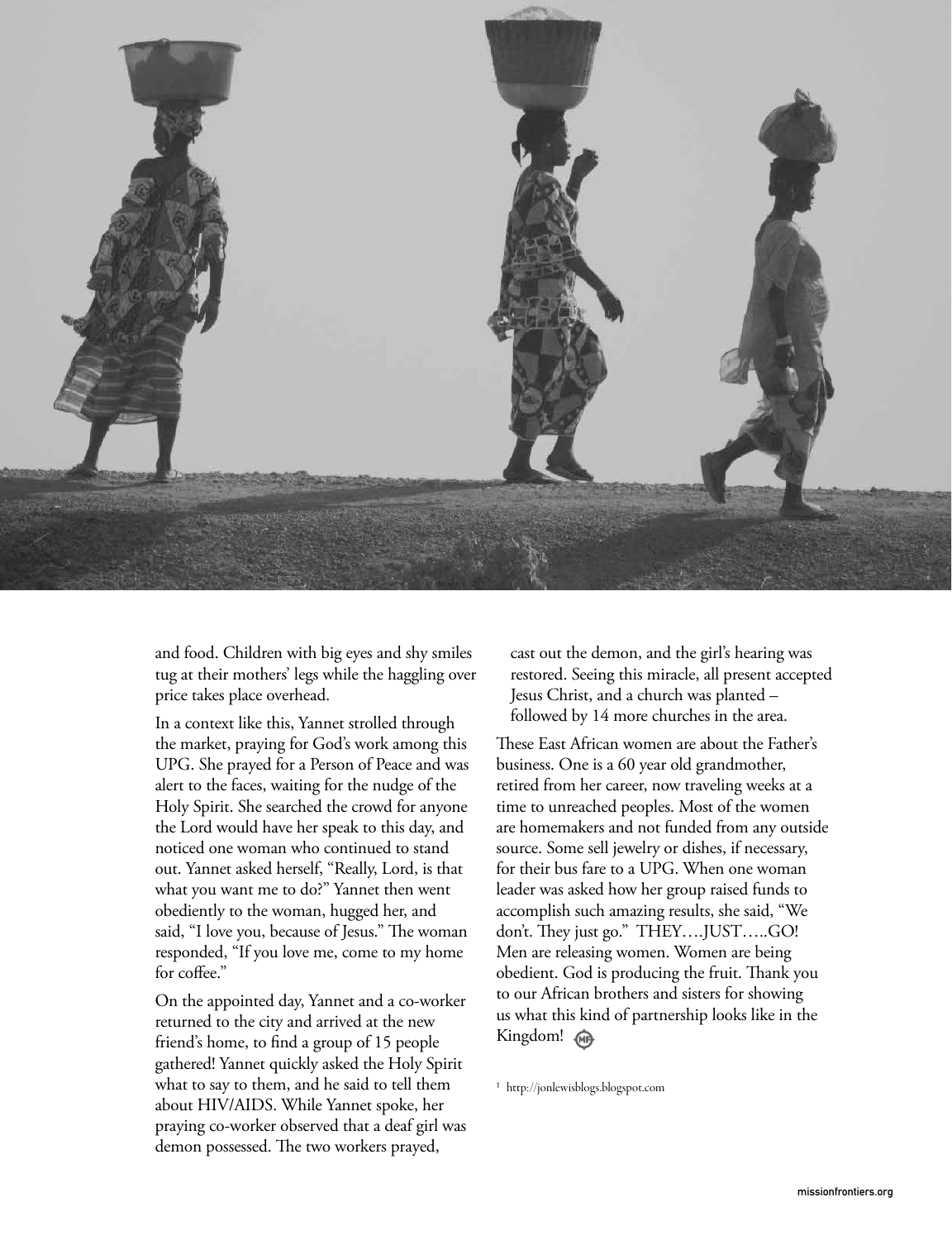and food. Children with big eyes and shy smiles tug at their mothers' legs while the haggling over price takes place overhead.

In a context like this, Yannet strolled through the market, praying for God's work among this UPG. She prayed for a Person of Peace and was alert to the faces, waiting for the nudge of the Holy Spirit. She searched the crowd for anyone the Lord would have her speak to this day, and noticed one woman who continued to stand out. Yannet asked herself, "Really, Lord, is that what you want me to do?" Yannet then went obediently to the woman, hugged her, and said, "I love you, because of Jesus." The woman responded, "If you love me, come to my home for coffee."

On the appointed day, Yannet and a co-worker returned to the city and arrived at the new friend's home, to find a group of 15 people gathered! Yannet quickly asked the Holy Spirit what to say to them, and he said to tell them about HIV/AIDS. While Yannet spoke, her praying co-worker observed that a deaf girl was demon possessed. The two workers prayed, cast out the demon, and the girl's hearing was restored. Seeing this miracle, all present accepted Jesus Christ, and a church was planted – followed by 14 more churches in the area.

These East African women are about the Father's business. One is a 60 year old grandmother, retired from her career, now traveling weeks at a time to unreached peoples. Most of the women are homemakers and not funded from any outside source. Some sell jewelry or dishes, if necessary, for their bus fare to a UPG. When one woman leader was asked how her group raised funds to accomplish such amazing results, she said, "We don't. They just go." THEY….JUST…..GO! Men are releasing women. Women are being obedient. God is producing the fruit. Thank you to our African brothers and sisters for showing us what this kind of partnership looks like in the Kingdom!

[1] http://jonlewisblogs.blogspot.com